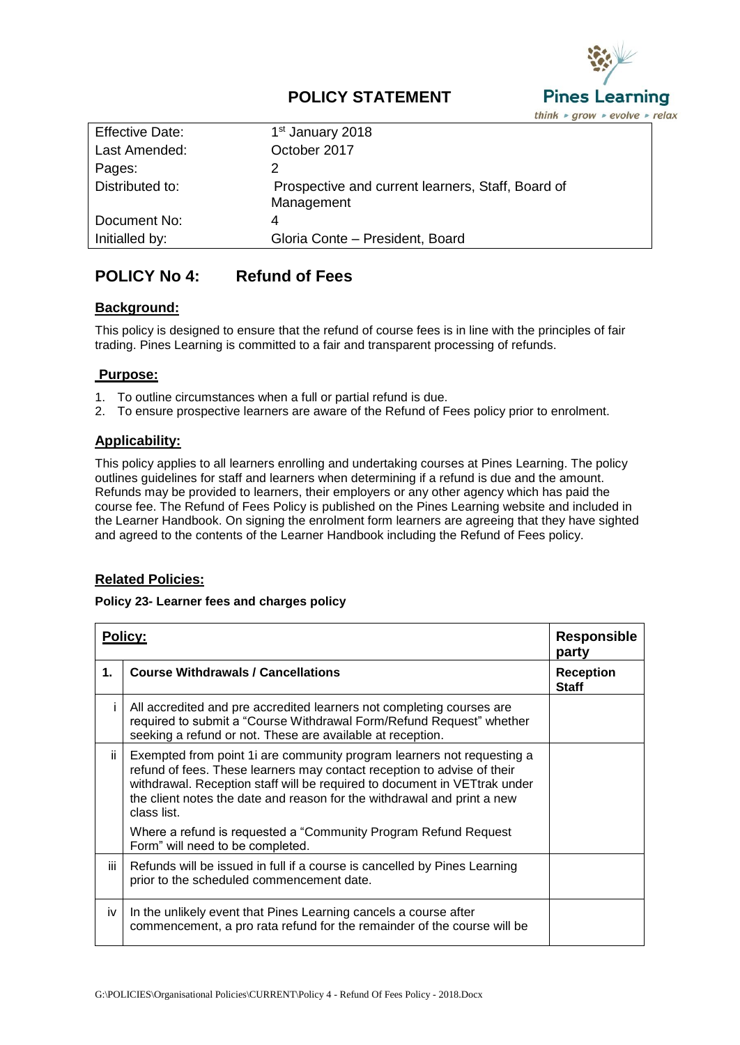# POLICY STATEMENT

Pines Learning
think ▸ grow ▸ evolve ▸ relax

| | |
|---|---|
| Effective Date: | 1st January 2018 |
| Last Amended: | October 2017 |
| Pages: | 2 |
| Distributed to: | Prospective and current learners, Staff, Board of Management |
| Document No: | 4 |
| Initialled by: | Gloria Conte – President, Board |

## POLICY No 4: Refund of Fees

### Background:

This policy is designed to ensure that the refund of course fees is in line with the principles of fair trading. Pines Learning is committed to a fair and transparent processing of refunds.

### Purpose:

1. To outline circumstances when a full or partial refund is due.
2. To ensure prospective learners are aware of the Refund of Fees policy prior to enrolment.

### Applicability:

This policy applies to all learners enrolling and undertaking courses at Pines Learning. The policy outlines guidelines for staff and learners when determining if a refund is due and the amount. Refunds may be provided to learners, their employers or any other agency which has paid the course fee. The Refund of Fees Policy is published on the Pines Learning website and included in the Learner Handbook. On signing the enrolment form learners are agreeing that they have sighted and agreed to the contents of the Learner Handbook including the Refund of Fees policy.

### Related Policies:

**Policy 23- Learner fees and charges policy**

| **Policy:** | | **Responsible party** |
|---|---|---|
| **1.** | **Course Withdrawals / Cancellations** | **Reception Staff** |
| i | All accredited and pre accredited learners not completing courses are required to submit a "Course Withdrawal Form/Refund Request" whether seeking a refund or not. These are available at reception. | |
| ii | Exempted from point 1i are community program learners not requesting a refund of fees. These learners may contact reception to advise of their withdrawal. Reception staff will be required to document in VETtrak under the client notes the date and reason for the withdrawal and print a new class list.<br><br>Where a refund is requested a "Community Program Refund Request Form" will need to be completed. | |
| iii | Refunds will be issued in full if a course is cancelled by Pines Learning prior to the scheduled commencement date. | |
| iv | In the unlikely event that Pines Learning cancels a course after commencement, a pro rata refund for the remainder of the course will be | |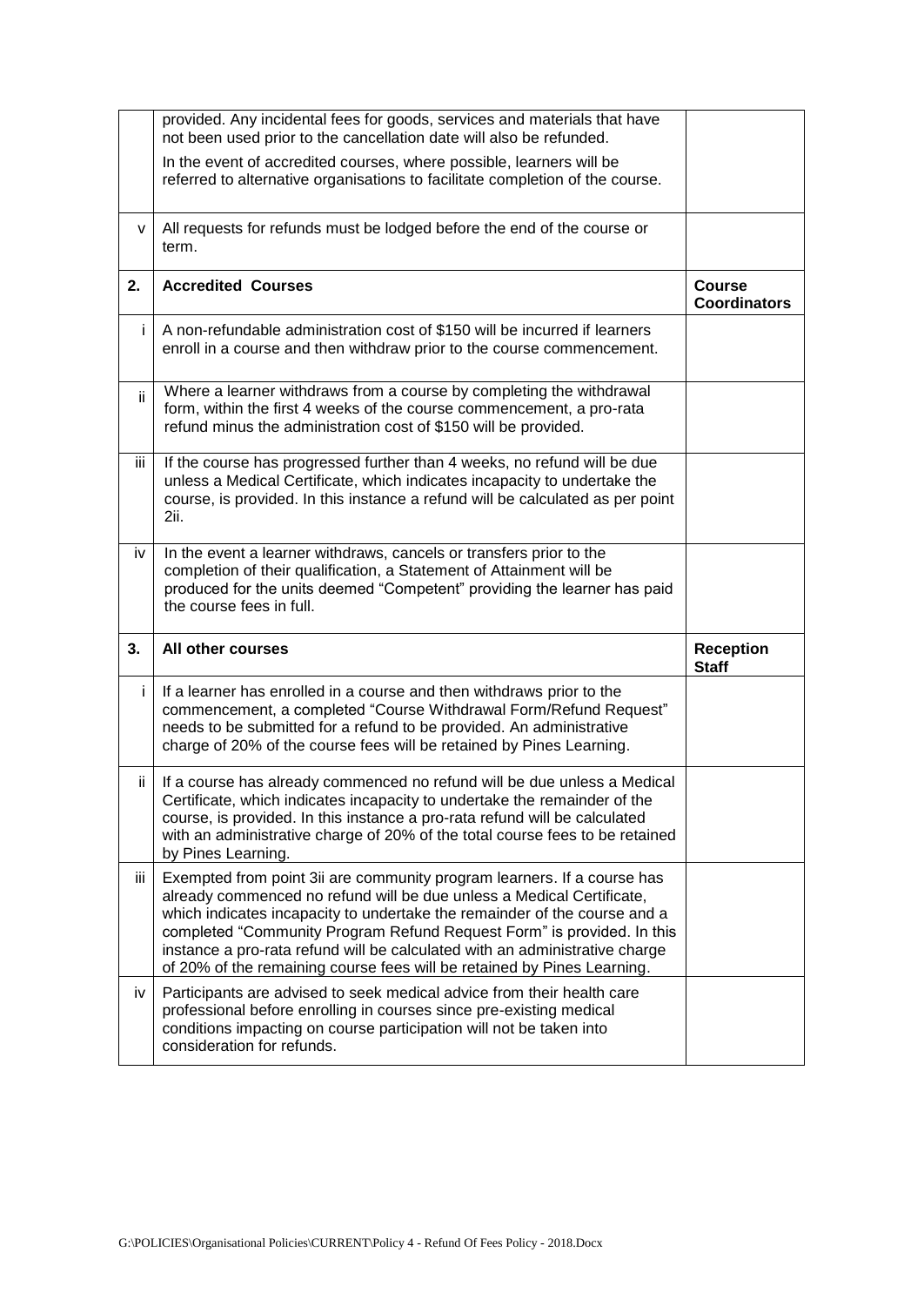|  |  |  |
|---|---|---|
|  | provided. Any incidental fees for goods, services and materials that have not been used prior to the cancellation date will also be refunded.<br><br>In the event of accredited courses, where possible, learners will be referred to alternative organisations to facilitate completion of the course. |  |
| v | All requests for refunds must be lodged before the end of the course or term. |  |
| **2.** | **Accredited Courses** | **Course Coordinators** |
| i | A non-refundable administration cost of $150 will be incurred if learners enroll in a course and then withdraw prior to the course commencement. |  |
| ii | Where a learner withdraws from a course by completing the withdrawal form, within the first 4 weeks of the course commencement, a pro-rata refund minus the administration cost of $150 will be provided. |  |
| iii | If the course has progressed further than 4 weeks, no refund will be due unless a Medical Certificate, which indicates incapacity to undertake the course, is provided. In this instance a refund will be calculated as per point 2ii. |  |
| iv | In the event a learner withdraws, cancels or transfers prior to the completion of their qualification, a Statement of Attainment will be produced for the units deemed "Competent" providing the learner has paid the course fees in full. |  |
| **3.** | **All other courses** | **Reception Staff** |
| i | If a learner has enrolled in a course and then withdraws prior to the commencement, a completed "Course Withdrawal Form/Refund Request" needs to be submitted for a refund to be provided. An administrative charge of 20% of the course fees will be retained by Pines Learning. |  |
| ii | If a course has already commenced no refund will be due unless a Medical Certificate, which indicates incapacity to undertake the remainder of the course, is provided. In this instance a pro-rata refund will be calculated with an administrative charge of 20% of the total course fees to be retained by Pines Learning. |  |
| iii | Exempted from point 3ii are community program learners. If a course has already commenced no refund will be due unless a Medical Certificate, which indicates incapacity to undertake the remainder of the course and a completed "Community Program Refund Request Form" is provided. In this instance a pro-rata refund will be calculated with an administrative charge of 20% of the remaining course fees will be retained by Pines Learning. |  |
| iv | Participants are advised to seek medical advice from their health care professional before enrolling in courses since pre-existing medical conditions impacting on course participation will not be taken into consideration for refunds. |  |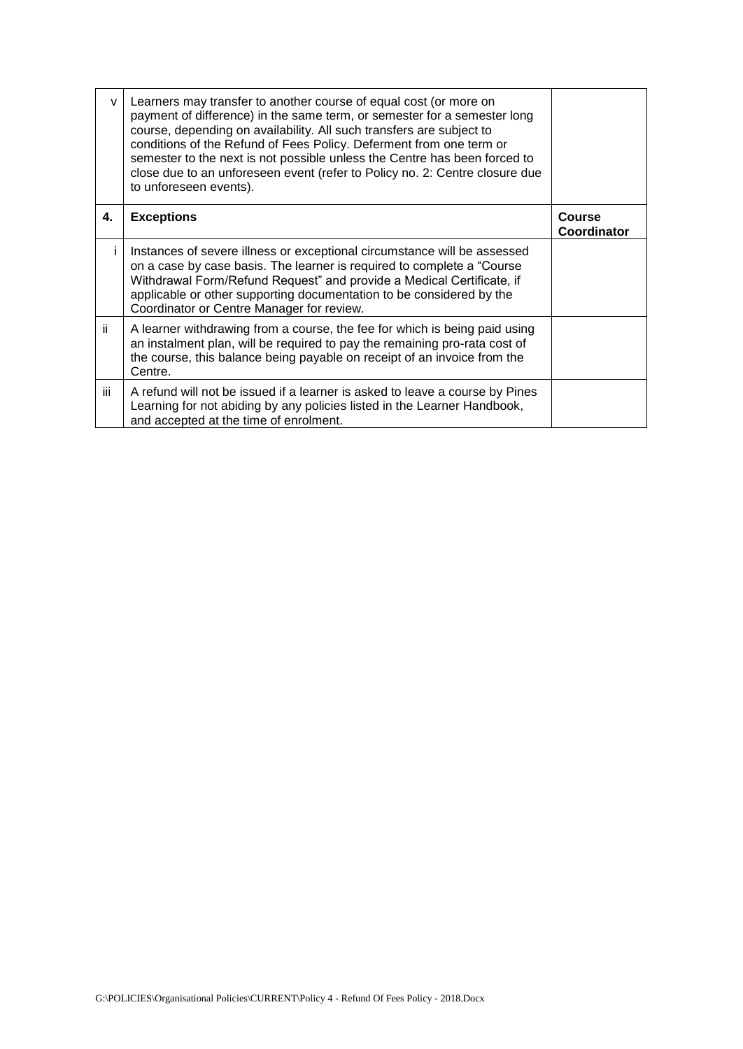| | | |
|---|---|---|
| v | Learners may transfer to another course of equal cost (or more on payment of difference) in the same term, or semester for a semester long course, depending on availability. All such transfers are subject to conditions of the Refund of Fees Policy. Deferment from one term or semester to the next is not possible unless the Centre has been forced to close due to an unforeseen event (refer to Policy no. 2: Centre closure due to unforeseen events). | |
| **4.** | **Exceptions** | **Course Coordinator** |
| i | Instances of severe illness or exceptional circumstance will be assessed on a case by case basis. The learner is required to complete a "Course Withdrawal Form/Refund Request" and provide a Medical Certificate, if applicable or other supporting documentation to be considered by the Coordinator or Centre Manager for review. | |
| ii | A learner withdrawing from a course, the fee for which is being paid using an instalment plan, will be required to pay the remaining pro-rata cost of the course, this balance being payable on receipt of an invoice from the Centre. | |
| iii | A refund will not be issued if a learner is asked to leave a course by Pines Learning for not abiding by any policies listed in the Learner Handbook, and accepted at the time of enrolment. | |